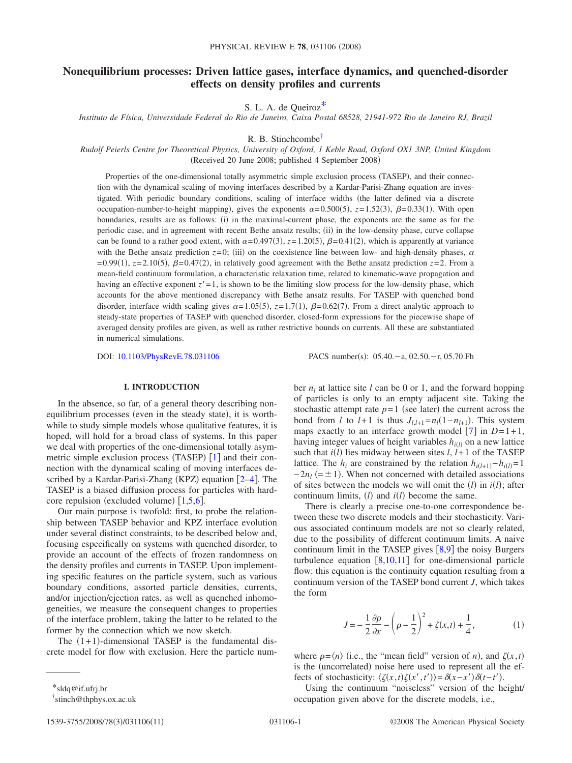# Nonequilibrium processes: Driven lattice gases, interface dynamics, and quenched-disorder effects on density profiles and currents

S. L. A. de Queiroz[*]

*Instituto de Física, Universidade Federal do Rio de Janeiro, Caixa Postal 68528, 21941-972 Rio de Janeiro RJ, Brazil*

R. B. Stinchcombe[†]

*Rudolf Peierls Centre for Theoretical Physics, University of Oxford, 1 Keble Road, Oxford OX1 3NP, United Kingdom*

(Received 20 June 2008; published 4 September 2008)

Properties of the one-dimensional totally asymmetric simple exclusion process (TASEP), and their connection with the dynamical scaling of moving interfaces described by a Kardar-Parisi-Zhang equation are investigated. With periodic boundary conditions, scaling of interface widths (the latter defined via a discrete occupation-number-to-height mapping), gives the exponents $\alpha=0.500(5)$, $z=1.52(3)$, $\beta=0.33(1)$. With open boundaries, results are as follows: (i) in the maximal-current phase, the exponents are the same as for the periodic case, and in agreement with recent Bethe ansatz results; (ii) in the low-density phase, curve collapse can be found to a rather good extent, with $\alpha=0.497(3)$, $z=1.20(5)$, $\beta=0.41(2)$, which is apparently at variance with the Bethe ansatz prediction $z=0$; (iii) on the coexistence line between low- and high-density phases, $\alpha=0.99(1)$, $z=2.10(5)$, $\beta=0.47(2)$, in relatively good agreement with the Bethe ansatz prediction $z=2$. From a mean-field continuum formulation, a characteristic relaxation time, related to kinematic-wave propagation and having an effective exponent $z'=1$, is shown to be the limiting slow process for the low-density phase, which accounts for the above mentioned discrepancy with Bethe ansatz results. For TASEP with quenched bond disorder, interface width scaling gives $\alpha=1.05(5)$, $z=1.7(1)$, $\beta=0.62(7)$. From a direct analytic approach to steady-state properties of TASEP with quenched disorder, closed-form expressions for the piecewise shape of averaged density profiles are given, as well as rather restrictive bounds on currents. All these are substantiated in numerical simulations.

DOI: 10.1103/PhysRevE.78.031106 PACS number(s): 05.40.−a, 02.50.−r, 05.70.Fh

## I. INTRODUCTION

In the absence, so far, of a general theory describing nonequilibrium processes (even in the steady state), it is worthwhile to study simple models whose qualitative features, it is hoped, will hold for a broad class of systems. In this paper we deal with properties of the one-dimensional totally asymmetric simple exclusion process (TASEP) [1] and their connection with the dynamical scaling of moving interfaces described by a Kardar-Parisi-Zhang (KPZ) equation [2–4]. The TASEP is a biased diffusion process for particles with hard-core repulsion (excluded volume) [1,5,6].

Our main purpose is twofold: first, to probe the relationship between TASEP behavior and KPZ interface evolution under several distinct constraints, to be described below and, focusing especifically on systems with quenched disorder, to provide an account of the effects of frozen randomness on the density profiles and currents in TASEP. Upon implementing specific features on the particle system, such as various boundary conditions, assorted particle densities, currents, and/or injection/ejection rates, as well as quenched inhomogeneities, we measure the consequent changes to properties of the interface problem, taking the latter to be related to the former by the connection which we now sketch.

The $(1+1)$-dimensional TASEP is the fundamental discrete model for flow with exclusion. Here the particle number $n_l$ at lattice site $l$ can be 0 or 1, and the forward hopping of particles is only to an empty adjacent site. Taking the stochastic attempt rate $p=1$ (see later) the current across the bond from $l$ to $l+1$ is thus $J_{l,l+1}=n_l(1-n_{l+1})$. This system maps exactly to an interface growth model [7] in $D=1+1$, having integer values of height variables $h_{i(l)}$ on a new lattice such that $i(l)$ lies midway between sites $l$, $l+1$ of the TASEP lattice. The $h_i$ are constrained by the relation $h_{i(l+1)}-h_{i(l)}=1-2n_l$ $(=\pm 1)$. When not concerned with detailed associations of sites between the models we will omit the $(l)$ in $i(l)$; after continuum limits, $(l)$ and $i(l)$ become the same.

There is clearly a precise one-to-one correspondence between these two discrete models and their stochasticity. Various associated continuum models are not so clearly related, due to the possibility of different continuum limits. A naive continuum limit in the TASEP gives [8,9] the noisy Burgers turbulence equation [8,10,11] for one-dimensional particle flow: this equation is the continuity equation resulting from a continuum version of the TASEP bond current $J$, which takes the form

$$J=-\frac{1}{2}\frac{\partial\rho}{\partial x}-\left(\rho-\frac{1}{2}\right)^2+\zeta(x,t)+\frac{1}{4}, \tag{1}$$

where $\rho=\langle n\rangle$ (i.e., the "mean field" version of $n$), and $\zeta(x,t)$ is the (uncorrelated) noise here used to represent all the effects of stochasticity: $\langle\zeta(x,t)\zeta(x',t')\rangle=\delta(x-x')\delta(t-t')$.

Using the continuum "noiseless" version of the height/occupation given above for the discrete models, i.e.,

---

[*]sldq@if.ufrj.br

[†]stinch@thphys.ox.ac.uk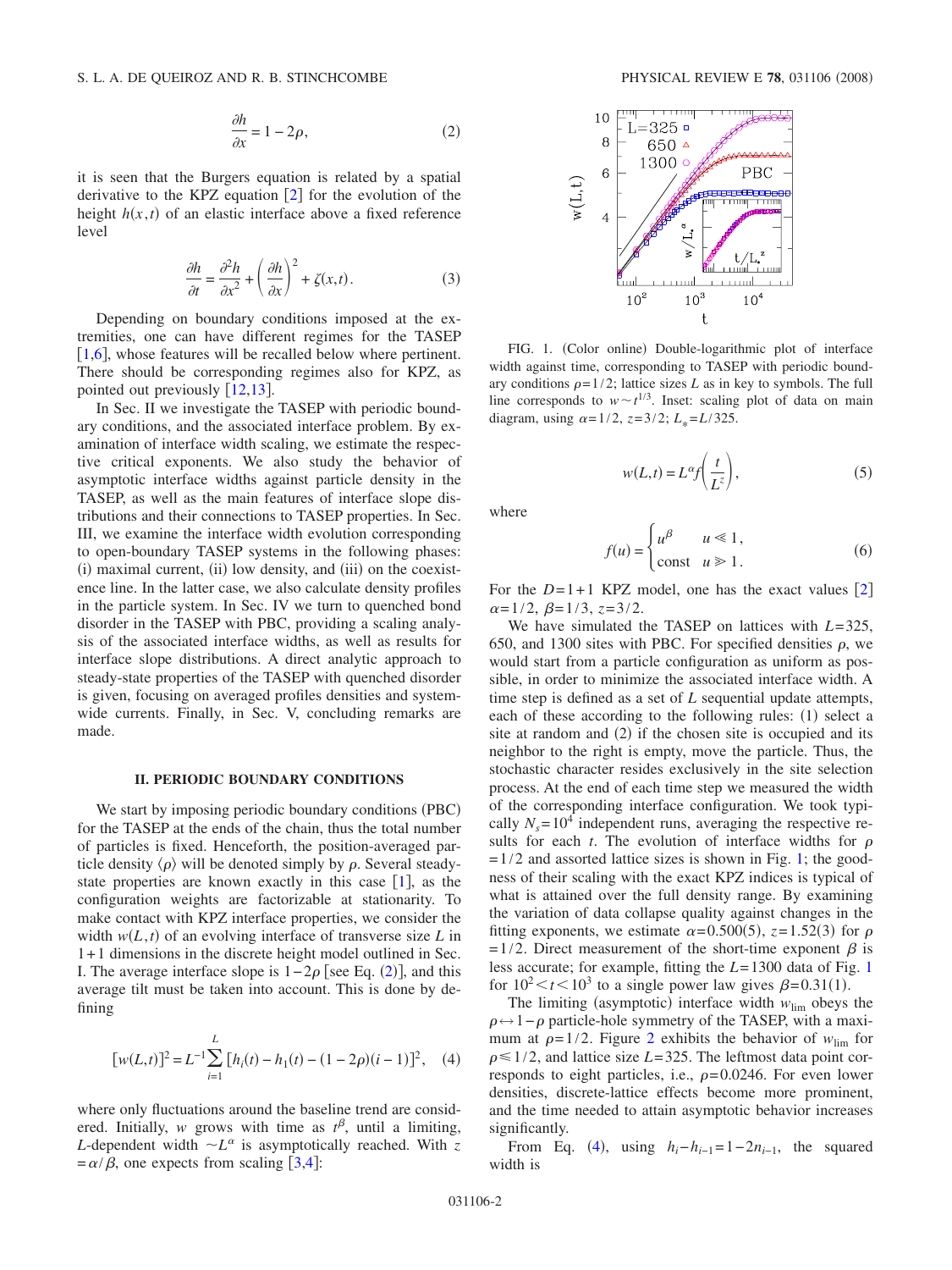$$\frac{\partial h}{\partial x} = 1 - 2\rho, \tag{2}$$

it is seen that the Burgers equation is related by a spatial derivative to the KPZ equation [2] for the evolution of the height $h(x,t)$ of an elastic interface above a fixed reference level

$$\frac{\partial h}{\partial t} = \frac{\partial^2 h}{\partial x^2} + \left(\frac{\partial h}{\partial x}\right)^2 + \zeta(x,t). \tag{3}$$

Depending on boundary conditions imposed at the extremities, one can have different regimes for the TASEP [1,6], whose features will be recalled below where pertinent. There should be corresponding regimes also for KPZ, as pointed out previously [12,13].

In Sec. II we investigate the TASEP with periodic boundary conditions, and the associated interface problem. By examination of interface width scaling, we estimate the respective critical exponents. We also study the behavior of asymptotic interface widths against particle density in the TASEP, as well as the main features of interface slope distributions and their connections to TASEP properties. In Sec. III, we examine the interface width evolution corresponding to open-boundary TASEP systems in the following phases: (i) maximal current, (ii) low density, and (iii) on the coexistence line. In the latter case, we also calculate density profiles in the particle system. In Sec. IV we turn to quenched bond disorder in the TASEP with PBC, providing a scaling analysis of the associated interface widths, as well as results for interface slope distributions. A direct analytic approach to steady-state properties of the TASEP with quenched disorder is given, focusing on averaged profiles densities and system-wide currents. Finally, in Sec. V, concluding remarks are made.

## II. PERIODIC BOUNDARY CONDITIONS

We start by imposing periodic boundary conditions (PBC) for the TASEP at the ends of the chain, thus the total number of particles is fixed. Henceforth, the position-averaged particle density $\langle \rho \rangle$ will be denoted simply by $\rho$. Several steady-state properties are known exactly in this case [1], as the configuration weights are factorizable at stationarity. To make contact with KPZ interface properties, we consider the width $w(L,t)$ of an evolving interface of transverse size $L$ in 1+1 dimensions in the discrete height model outlined in Sec. I. The average interface slope is $1-2\rho$ [see Eq. (2)], and this average tilt must be taken into account. This is done by defining

$$[w(L,t)]^2 = L^{-1} \sum_{i=1}^{L} [h_i(t) - h_1(t) - (1-2\rho)(i-1)]^2, \tag{4}$$

where only fluctuations around the baseline trend are considered. Initially, $w$ grows with time as $t^{\beta}$, until a limiting, $L$-dependent width $\sim L^{\alpha}$ is asymptotically reached. With $z = \alpha/\beta$, one expects from scaling [3,4]:

FIG. 1. (Color online) Double-logarithmic plot of interface width against time, corresponding to TASEP with periodic boundary conditions $\rho=1/2$; lattice sizes $L$ as in key to symbols. The full line corresponds to $w \sim t^{1/3}$. Inset: scaling plot of data on main diagram, using $\alpha=1/2$, $z=3/2$; $L_* = L/325$.

$$w(L,t) = L^{\alpha} f\left(\frac{t}{L^z}\right), \tag{5}$$

where

$$f(u) = \begin{cases} u^{\beta} & u \ll 1, \\ \text{const} & u \gg 1. \end{cases} \tag{6}$$

For the $D=1+1$ KPZ model, one has the exact values [2] $\alpha=1/2$, $\beta=1/3$, $z=3/2$.

We have simulated the TASEP on lattices with $L=325$, 650, and 1300 sites with PBC. For specified densities $\rho$, we would start from a particle configuration as uniform as possible, in order to minimize the associated interface width. A time step is defined as a set of $L$ sequential update attempts, each of these according to the following rules: (1) select a site at random and (2) if the chosen site is occupied and its neighbor to the right is empty, move the particle. Thus, the stochastic character resides exclusively in the site selection process. At the end of each time step we measured the width of the corresponding interface configuration. We took typically $N_s = 10^4$ independent runs, averaging the respective results for each $t$. The evolution of interface widths for $\rho = 1/2$ and assorted lattice sizes is shown in Fig. 1; the goodness of their scaling with the exact KPZ indices is typical of what is attained over the full density range. By examining the variation of data collapse quality against changes in the fitting exponents, we estimate $\alpha=0.500(5)$, $z=1.52(3)$ for $\rho = 1/2$. Direct measurement of the short-time exponent $\beta$ is less accurate; for example, fitting the $L=1300$ data of Fig. 1 for $10^2 < t < 10^3$ to a single power law gives $\beta=0.31(1)$.

The limiting (asymptotic) interface width $w_{\text{lim}}$ obeys the $\rho \leftrightarrow 1-\rho$ particle-hole symmetry of the TASEP, with a maximum at $\rho=1/2$. Figure 2 exhibits the behavior of $w_{\text{lim}}$ for $\rho \leq 1/2$, and lattice size $L=325$. The leftmost data point corresponds to eight particles, i.e., $\rho=0.0246$. For even lower densities, discrete-lattice effects become more prominent, and the time needed to attain asymptotic behavior increases significantly.

From Eq. (4), using $h_i - h_{i-1} = 1 - 2n_{i-1}$, the squared width is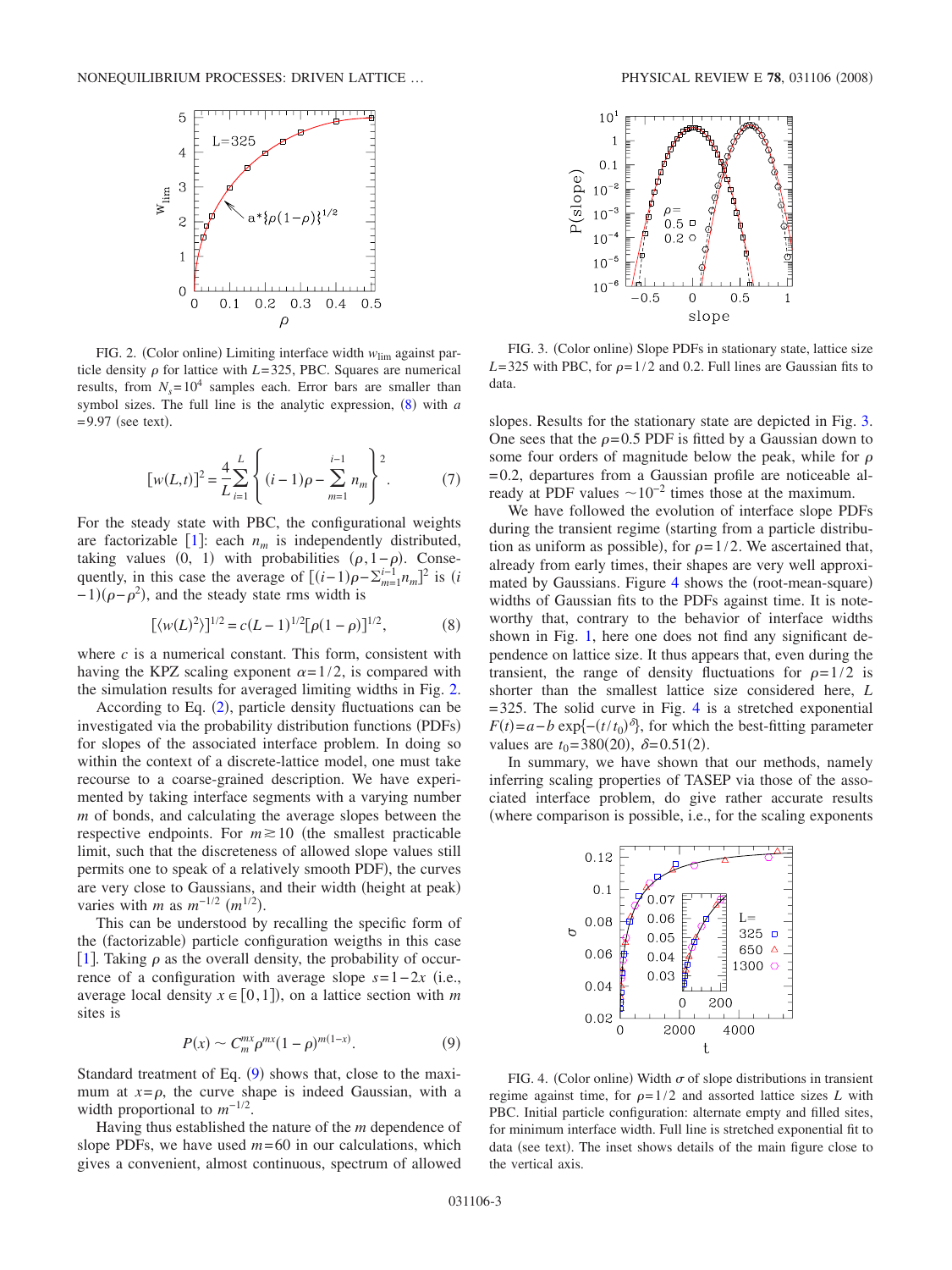FIG. 2. (Color online) Limiting interface width $w_{\rm lim}$ against particle density $\rho$ for lattice with $L=325$, PBC. Squares are numerical results, from $N_s=10^4$ samples each. Error bars are smaller than symbol sizes. The full line is the analytic expression, (8) with $a=9.97$ (see text).

$$[w(L,t)]^2 = \frac{4}{L}\sum_{i=1}^{L}\left\{(i-1)\rho - \sum_{m=1}^{i-1} n_m\right\}^2. \tag{7}$$

For the steady state with PBC, the configurational weights are factorizable [1]: each $n_m$ is independently distributed, taking values $(0,\ 1)$ with probabilities $(\rho, 1-\rho)$. Consequently, in this case the average of $[(i-1)\rho - \Sigma_{m=1}^{i-1} n_m]^2$ is $(i-1)(\rho-\rho^2)$, and the steady state rms width is

$$[\langle w(L)^2\rangle]^{1/2} = c(L-1)^{1/2}[\rho(1-\rho)]^{1/2}, \tag{8}$$

where $c$ is a numerical constant. This form, consistent with having the KPZ scaling exponent $\alpha=1/2$, is compared with the simulation results for averaged limiting widths in Fig. 2.

According to Eq. (2), particle density fluctuations can be investigated via the probability distribution functions (PDFs) for slopes of the associated interface problem. In doing so within the context of a discrete-lattice model, one must take recourse to a coarse-grained description. We have experimented by taking interface segments with a varying number $m$ of bonds, and calculating the average slopes between the respective endpoints. For $m \gtrsim 10$ (the smallest practicable limit, such that the discreteness of allowed slope values still permits one to speak of a relatively smooth PDF), the curves are very close to Gaussians, and their width (height at peak) varies with $m$ as $m^{-1/2}$ $(m^{1/2})$.

This can be understood by recalling the specific form of the (factorizable) particle configuration weigths in this case [1]. Taking $\rho$ as the overall density, the probability of occurrence of a configuration with average slope $s=1-2x$ (i.e., average local density $x\in[0,1]$), on a lattice section with $m$ sites is

$$P(x) \sim C_m^{mx}\rho^{mx}(1-\rho)^{m(1-x)}. \tag{9}$$

Standard treatment of Eq. (9) shows that, close to the maximum at $x=\rho$, the curve shape is indeed Gaussian, with a width proportional to $m^{-1/2}$.

Having thus established the nature of the $m$ dependence of slope PDFs, we have used $m=60$ in our calculations, which gives a convenient, almost continuous, spectrum of allowed slopes. Results for the stationary state are depicted in Fig. 3. One sees that the $\rho=0.5$ PDF is fitted by a Gaussian down to some four orders of magnitude below the peak, while for $\rho=0.2$, departures from a Gaussian profile are noticeable already at PDF values $\sim 10^{-2}$ times those at the maximum.

FIG. 3. (Color online) Slope PDFs in stationary state, lattice size $L=325$ with PBC, for $\rho=1/2$ and 0.2. Full lines are Gaussian fits to data.

We have followed the evolution of interface slope PDFs during the transient regime (starting from a particle distribution as uniform as possible), for $\rho=1/2$. We ascertained that, already from early times, their shapes are very well approximated by Gaussians. Figure 4 shows the (root-mean-square) widths of Gaussian fits to the PDFs against time. It is noteworthy that, contrary to the behavior of interface widths shown in Fig. 1, here one does not find any significant dependence on lattice size. It thus appears that, even during the transient, the range of density fluctuations for $\rho=1/2$ is shorter than the smallest lattice size considered here, $L=325$. The solid curve in Fig. 4 is a stretched exponential $F(t)=a-b\exp\{-(t/t_0)^\delta\}$, for which the best-fitting parameter values are $t_0=380(20)$, $\delta=0.51(2)$.

In summary, we have shown that our methods, namely inferring scaling properties of TASEP via those of the associated interface problem, do give rather accurate results (where comparison is possible, i.e., for the scaling exponents

FIG. 4. (Color online) Width $\sigma$ of slope distributions in transient regime against time, for $\rho=1/2$ and assorted lattice sizes $L$ with PBC. Initial particle configuration: alternate empty and filled sites, for minimum interface width. Full line is stretched exponential fit to data (see text). The inset shows details of the main figure close to the vertical axis.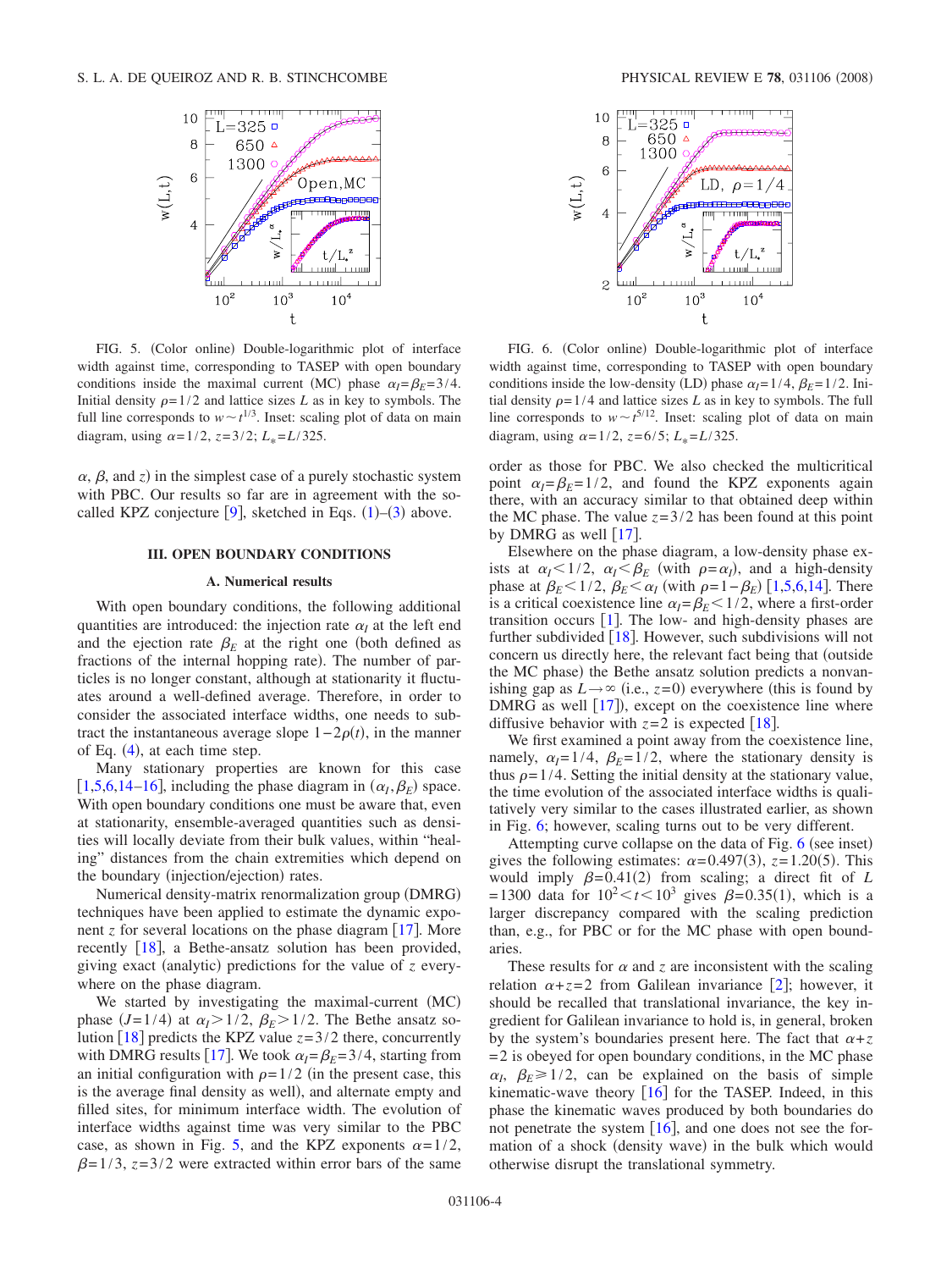FIG. 5. (Color online) Double-logarithmic plot of interface width against time, corresponding to TASEP with open boundary conditions inside the maximal current (MC) phase $\alpha_I=\beta_E=3/4$. Initial density $\rho=1/2$ and lattice sizes $L$ as in key to symbols. The full line corresponds to $w\sim t^{1/3}$. Inset: scaling plot of data on main diagram, using $\alpha=1/2$, $z=3/2$; $L_*=L/325$.

FIG. 6. (Color online) Double-logarithmic plot of interface width against time, corresponding to TASEP with open boundary conditions inside the low-density (LD) phase $\alpha_I=1/4$, $\beta_E=1/2$. Initial density $\rho=1/4$ and lattice sizes $L$ as in key to symbols. The full line corresponds to $w\sim t^{5/12}$. Inset: scaling plot of data on main diagram, using $\alpha=1/2$, $z=6/5$; $L_*=L/325$.

$\alpha$, $\beta$, and $z$) in the simplest case of a purely stochastic system with PBC. Our results so far are in agreement with the so-called KPZ conjecture [9], sketched in Eqs. (1)–(3) above.

## III. OPEN BOUNDARY CONDITIONS

### A. Numerical results

With open boundary conditions, the following additional quantities are introduced: the injection rate $\alpha_I$ at the left end and the ejection rate $\beta_E$ at the right one (both defined as fractions of the internal hopping rate). The number of particles is no longer constant, although at stationarity it fluctuates around a well-defined average. Therefore, in order to consider the associated interface widths, one needs to subtract the instantaneous average slope $1-2\rho(t)$, in the manner of Eq. (4), at each time step.

Many stationary properties are known for this case [1,5,6,14–16], including the phase diagram in $(\alpha_I,\beta_E)$ space. With open boundary conditions one must be aware that, even at stationarity, ensemble-averaged quantities such as densities will locally deviate from their bulk values, within "healing" distances from the chain extremities which depend on the boundary (injection/ejection) rates.

Numerical density-matrix renormalization group (DMRG) techniques have been applied to estimate the dynamic exponent $z$ for several locations on the phase diagram [17]. More recently [18], a Bethe-ansatz solution has been provided, giving exact (analytic) predictions for the value of $z$ everywhere on the phase diagram.

We started by investigating the maximal-current (MC) phase ($J=1/4$) at $\alpha_I>1/2$, $\beta_E>1/2$. The Bethe ansatz solution [18] predicts the KPZ value $z=3/2$ there, concurrently with DMRG results [17]. We took $\alpha_I=\beta_E=3/4$, starting from an initial configuration with $\rho=1/2$ (in the present case, this is the average final density as well), and alternate empty and filled sites, for minimum interface width. The evolution of interface widths against time was very similar to the PBC case, as shown in Fig. 5, and the KPZ exponents $\alpha=1/2$, $\beta=1/3$, $z=3/2$ were extracted within error bars of the same order as those for PBC. We also checked the multicritical point $\alpha_I=\beta_E=1/2$, and found the KPZ exponents again there, with an accuracy similar to that obtained deep within the MC phase. The value $z=3/2$ has been found at this point by DMRG as well [17].

Elsewhere on the phase diagram, a low-density phase exists at $\alpha_I<1/2$, $\alpha_I<\beta_E$ (with $\rho=\alpha_I$), and a high-density phase at $\beta_E<1/2$, $\beta_E<\alpha_I$ (with $\rho=1-\beta_E$) [1,5,6,14]. There is a critical coexistence line $\alpha_I=\beta_E<1/2$, where a first-order transition occurs [1]. The low- and high-density phases are further subdivided [18]. However, such subdivisions will not concern us directly here, the relevant fact being that (outside the MC phase) the Bethe ansatz solution predicts a nonvanishing gap as $L\to\infty$ (i.e., $z=0$) everywhere (this is found by DMRG as well [17]), except on the coexistence line where diffusive behavior with $z=2$ is expected [18].

We first examined a point away from the coexistence line, namely, $\alpha_I=1/4$, $\beta_E=1/2$, where the stationary density is thus $\rho=1/4$. Setting the initial density at the stationary value, the time evolution of the associated interface widths is qualitatively very similar to the cases illustrated earlier, as shown in Fig. 6; however, scaling turns out to be very different.

Attempting curve collapse on the data of Fig. 6 (see inset) gives the following estimates: $\alpha=0.497(3)$, $z=1.20(5)$. This would imply $\beta=0.41(2)$ from scaling; a direct fit of $L=1300$ data for $10^2<t<10^3$ gives $\beta=0.35(1)$, which is a larger discrepancy compared with the scaling prediction than, e.g., for PBC or for the MC phase with open boundaries.

These results for $\alpha$ and $z$ are inconsistent with the scaling relation $\alpha+z=2$ from Galilean invariance [2]; however, it should be recalled that translational invariance, the key ingredient for Galilean invariance to hold is, in general, broken by the system's boundaries present here. The fact that $\alpha+z=2$ is obeyed for open boundary conditions, in the MC phase $\alpha_I$, $\beta_E\geq 1/2$, can be explained on the basis of simple kinematic-wave theory [16] for the TASEP. Indeed, in this phase the kinematic waves produced by both boundaries do not penetrate the system [16], and one does not see the formation of a shock (density wave) in the bulk which would otherwise disrupt the translational symmetry.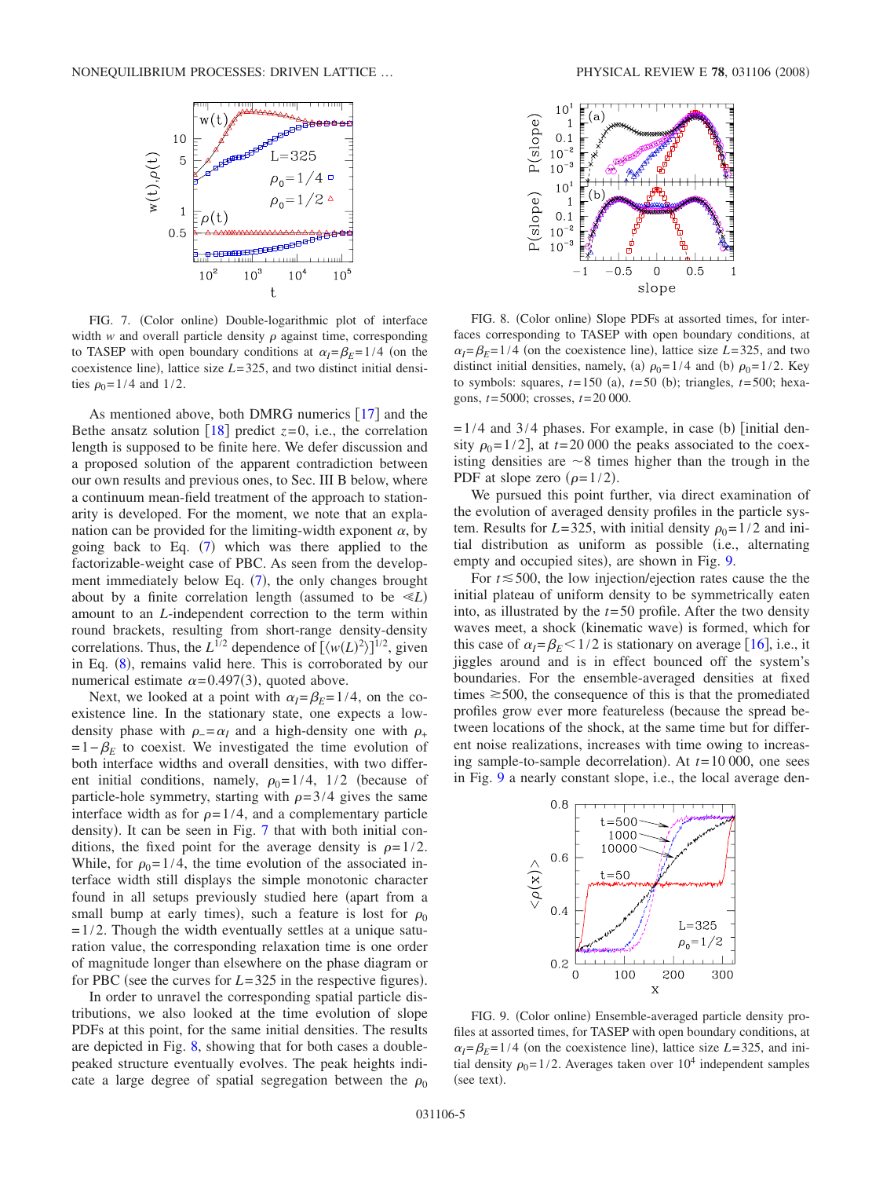FIG. 7. (Color online) Double-logarithmic plot of interface width $w$ and overall particle density $\rho$ against time, corresponding to TASEP with open boundary conditions at $\alpha_I = \beta_E = 1/4$ (on the coexistence line), lattice size $L = 325$, and two distinct initial densities $\rho_0 = 1/4$ and $1/2$.

As mentioned above, both DMRG numerics [17] and the Bethe ansatz solution [18] predict $z = 0$, i.e., the correlation length is supposed to be finite here. We defer discussion and a proposed solution of the apparent contradiction between our own results and previous ones, to Sec. III B below, where a continuum mean-field treatment of the approach to stationarity is developed. For the moment, we note that an explanation can be provided for the limiting-width exponent $\alpha$, by going back to Eq. (7) which was there applied to the factorizable-weight case of PBC. As seen from the development immediately below Eq. (7), the only changes brought about by a finite correlation length (assumed to be $\ll L$) amount to an $L$-independent correction to the term within round brackets, resulting from short-range density-density correlations. Thus, the $L^{1/2}$ dependence of $[\langle w(L)^2 \rangle]^{1/2}$, given in Eq. (8), remains valid here. This is corroborated by our numerical estimate $\alpha = 0.497(3)$, quoted above.

Next, we looked at a point with $\alpha_I = \beta_E = 1/4$, on the coexistence line. In the stationary state, one expects a low-density phase with $\rho_- = \alpha_I$ and a high-density one with $\rho_+ = 1 - \beta_E$ to coexist. We investigated the time evolution of both interface widths and overall densities, with two different initial conditions, namely, $\rho_0 = 1/4$, $1/2$ (because of particle-hole symmetry, starting with $\rho = 3/4$ gives the same interface width as for $\rho = 1/4$, and a complementary particle density). It can be seen in Fig. 7 that with both initial conditions, the fixed point for the average density is $\rho = 1/2$. While, for $\rho_0 = 1/4$, the time evolution of the associated interface width still displays the simple monotonic character found in all setups previously studied here (apart from a small bump at early times), such a feature is lost for $\rho_0 = 1/2$. Though the width eventually settles at a unique saturation value, the corresponding relaxation time is one order of magnitude longer than elsewhere on the phase diagram or for PBC (see the curves for $L = 325$ in the respective figures).

In order to unravel the corresponding spatial particle distributions, we also looked at the time evolution of slope PDFs at this point, for the same initial densities. The results are depicted in Fig. 8, showing that for both cases a double-peaked structure eventually evolves. The peak heights indicate a large degree of spatial segregation between the $\rho_0 = 1/4$ and $3/4$ phases. For example, in case (b) [initial density $\rho_0 = 1/2$], at $t = 20\,000$ the peaks associated to the coexisting densities are $\sim 8$ times higher than the trough in the PDF at slope zero ($\rho = 1/2$).

FIG. 8. (Color online) Slope PDFs at assorted times, for interfaces corresponding to TASEP with open boundary conditions, at $\alpha_I = \beta_E = 1/4$ (on the coexistence line), lattice size $L = 325$, and two distinct initial densities, namely, (a) $\rho_0 = 1/4$ and (b) $\rho_0 = 1/2$. Key to symbols: squares, $t = 150$ (a), $t = 50$ (b); triangles, $t = 500$; hexagons, $t = 5000$; crosses, $t = 20\,000$.

We pursued this point further, via direct examination of the evolution of averaged density profiles in the particle system. Results for $L = 325$, with initial density $\rho_0 = 1/2$ and initial distribution as uniform as possible (i.e., alternating empty and occupied sites), are shown in Fig. 9.

For $t \lesssim 500$, the low injection/ejection rates cause the the initial plateau of uniform density to be symmetrically eaten into, as illustrated by the $t = 50$ profile. After the two density waves meet, a shock (kinematic wave) is formed, which for this case of $\alpha_I = \beta_E < 1/2$ is stationary on average [16], i.e., it jiggles around and is in effect bounced off the system's boundaries. For the ensemble-averaged densities at fixed times $\gtrsim 500$, the consequence of this is that the promediated profiles grow ever more featureless (because the spread between locations of the shock, at the same time but for different noise realizations, increases with time owing to increasing sample-to-sample decorrelation). At $t = 10\,000$, one sees in Fig. 9 a nearly constant slope, i.e., the local average den-

FIG. 9. (Color online) Ensemble-averaged particle density profiles at assorted times, for TASEP with open boundary conditions, at $\alpha_I = \beta_E = 1/4$ (on the coexistence line), lattice size $L = 325$, and initial density $\rho_0 = 1/2$. Averages taken over $10^4$ independent samples (see text).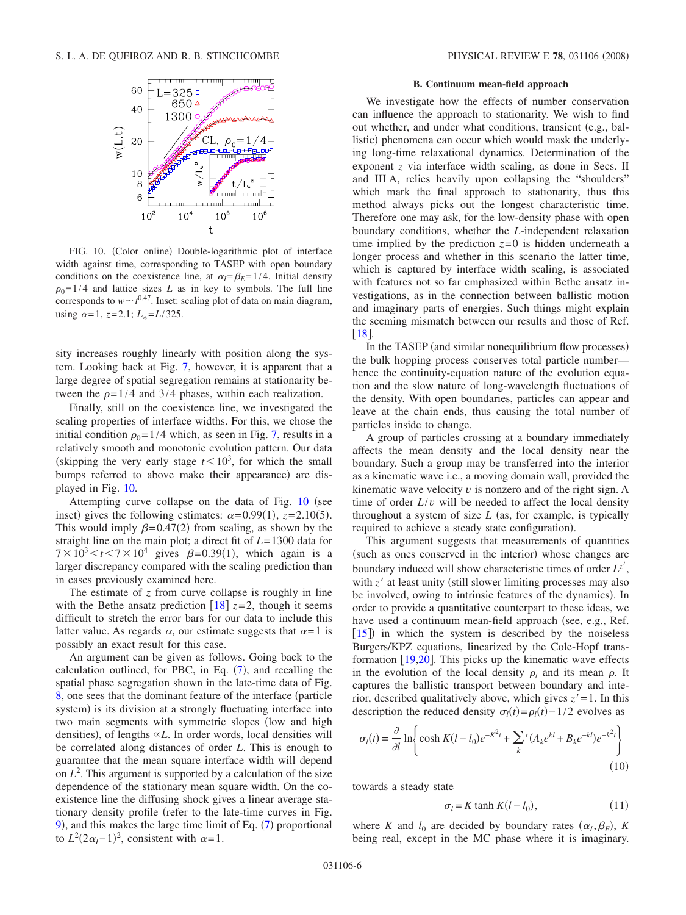FIG. 10. (Color online) Double-logarithmic plot of interface width against time, corresponding to TASEP with open boundary conditions on the coexistence line, at $\alpha_I=\beta_E=1/4$. Initial density $\rho_0=1/4$ and lattice sizes $L$ as in key to symbols. The full line corresponds to $w \sim t^{0.47}$. Inset: scaling plot of data on main diagram, using $\alpha=1$, $z=2.1$; $L_*=L/325$.

sity increases roughly linearly with position along the system. Looking back at Fig. 7, however, it is apparent that a large degree of spatial segregation remains at stationarity between the $\rho=1/4$ and $3/4$ phases, within each realization.

Finally, still on the coexistence line, we investigated the scaling properties of interface widths. For this, we chose the initial condition $\rho_0=1/4$ which, as seen in Fig. 7, results in a relatively smooth and monotonic evolution pattern. Our data (skipping the very early stage $t<10^3$, for which the small bumps referred to above make their appearance) are displayed in Fig. 10.

Attempting curve collapse on the data of Fig. 10 (see inset) gives the following estimates: $\alpha=0.99(1)$, $z=2.10(5)$. This would imply $\beta=0.47(2)$ from scaling, as shown by the straight line on the main plot; a direct fit of $L=1300$ data for $7\times 10^3 < t < 7\times 10^4$ gives $\beta=0.39(1)$, which again is a larger discrepancy compared with the scaling prediction than in cases previously examined here.

The estimate of $z$ from curve collapse is roughly in line with the Bethe ansatz prediction [18] $z=2$, though it seems difficult to stretch the error bars for our data to include this latter value. As regards $\alpha$, our estimate suggests that $\alpha=1$ is possibly an exact result for this case.

An argument can be given as follows. Going back to the calculation outlined, for PBC, in Eq. (7), and recalling the spatial phase segregation shown in the late-time data of Fig. 8, one sees that the dominant feature of the interface (particle system) is its division at a strongly fluctuating interface into two main segments with symmetric slopes (low and high densities), of lengths $\propto L$. In other words, local densities will be correlated along distances of order $L$. This is enough to guarantee that the mean square interface width will depend on $L^2$. This argument is supported by a calculation of the size dependence of the stationary mean square width. On the coexistence line the diffusing shock gives a linear average stationary density profile (refer to the late-time curves in Fig. 9), and this makes the large time limit of Eq. (7) proportional to $L^2(2\alpha_I-1)^2$, consistent with $\alpha=1$.

### B. Continuum mean-field approach

We investigate how the effects of number conservation can influence the approach to stationarity. We wish to find out whether, and under what conditions, transient (e.g., ballistic) phenomena can occur which would mask the underlying long-time relaxational dynamics. Determination of the exponent $z$ via interface width scaling, as done in Secs. II and III A, relies heavily upon collapsing the "shoulders" which mark the final approach to stationarity, thus this method always picks out the longest characteristic time. Therefore one may ask, for the low-density phase with open boundary conditions, whether the $L$-independent relaxation time implied by the prediction $z=0$ is hidden underneath a longer process and whether in this scenario the latter time, which is captured by interface width scaling, is associated with features not so far emphasized within Bethe ansatz investigations, as in the connection between ballistic motion and imaginary parts of energies. Such things might explain the seeming mismatch between our results and those of Ref. [18].

In the TASEP (and similar nonequilibrium flow processes) the bulk hopping process conserves total particle number—hence the continuity-equation nature of the evolution equation and the slow nature of long-wavelength fluctuations of the density. With open boundaries, particles can appear and leave at the chain ends, thus causing the total number of particles inside to change.

A group of particles crossing at a boundary immediately affects the mean density and the local density near the boundary. Such a group may be transferred into the interior as a kinematic wave i.e., a moving domain wall, provided the kinematic wave velocity $v$ is nonzero and of the right sign. A time of order $L/v$ will be needed to affect the local density throughout a system of size $L$ (as, for example, is typically required to achieve a steady state configuration).

This argument suggests that measurements of quantities (such as ones conserved in the interior) whose changes are boundary induced will show characteristic times of order $L^{z'}$, with $z'$ at least unity (still slower limiting processes may also be involved, owing to intrinsic features of the dynamics). In order to provide a quantitative counterpart to these ideas, we have used a continuum mean-field approach (see, e.g., Ref. [15]) in which the system is described by the noiseless Burgers/KPZ equations, linearized by the Cole-Hopf transformation [19,20]. This picks up the kinematic wave effects in the evolution of the local density $\rho_l$ and its mean $\rho$. It captures the ballistic transport between boundary and interior, described qualitatively above, which gives $z'=1$. In this description the reduced density $\sigma_l(t)=\rho_l(t)-1/2$ evolves as

$$\sigma_l(t) = \frac{\partial}{\partial l}\ln\left\{\cosh K(l-l_0)e^{-K^2 t} + \sum_k{}' (A_k e^{kl} + B_k e^{-kl})e^{-k^2 t}\right\} \tag{10}$$

towards a steady state

$$\sigma_l = K \tanh K(l-l_0), \tag{11}$$

where $K$ and $l_0$ are decided by boundary rates $(\alpha_I, \beta_E)$, $K$ being real, except in the MC phase where it is imaginary.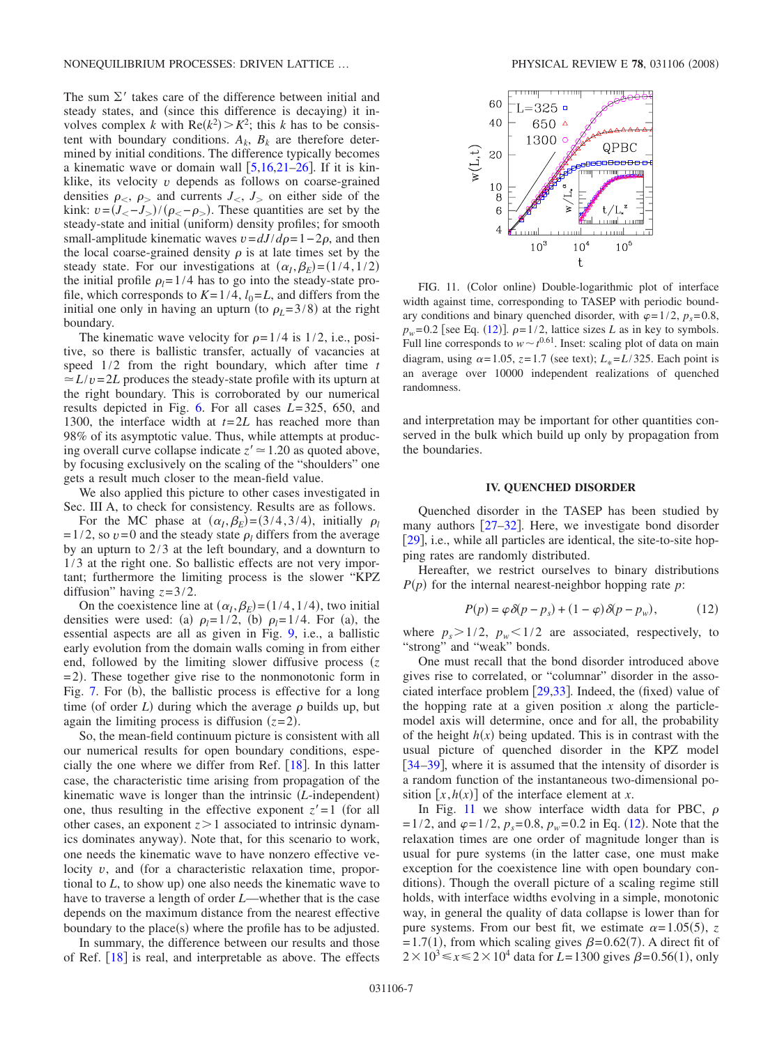The sum $\Sigma'$ takes care of the difference between initial and steady states, and (since this difference is decaying) it involves complex $k$ with $\mathrm{Re}(k^2) > K^2$; this $k$ has to be consistent with boundary conditions. $A_k$, $B_k$ are therefore determined by initial conditions. The difference typically becomes a kinematic wave or domain wall [5,16,21–26]. If it is kinklike, its velocity $v$ depends as follows on coarse-grained densities $\rho_<$, $\rho_>$ and currents $J_<$, $J_>$ on either side of the kink: $v=(J_< - J_>)/(\rho_< - \rho_>)$. These quantities are set by the steady-state and initial (uniform) density profiles; for smooth small-amplitude kinematic waves $v = dJ/d\rho = 1-2\rho$, and then the local coarse-grained density $\rho$ is at late times set by the steady state. For our investigations at $(\alpha_I, \beta_E) = (1/4, 1/2)$ the initial profile $\rho_I = 1/4$ has to go into the steady-state profile, which corresponds to $K = 1/4$, $l_0 = L$, and differs from the initial one only in having an upturn (to $\rho_L = 3/8$) at the right boundary.

The kinematic wave velocity for $\rho = 1/4$ is $1/2$, i.e., positive, so there is ballistic transfer, actually of vacancies at speed $1/2$ from the right boundary, which after time $t \simeq L/v = 2L$ produces the steady-state profile with its upturn at the right boundary. This is corroborated by our numerical results depicted in Fig. 6. For all cases $L = 325$, 650, and 1300, the interface width at $t = 2L$ has reached more than 98% of its asymptotic value. Thus, while attempts at producing overall curve collapse indicate $z' \simeq 1.20$ as quoted above, by focusing exclusively on the scaling of the "shoulders" one gets a result much closer to the mean-field value.

We also applied this picture to other cases investigated in Sec. III A, to check for consistency. Results are as follows.

For the MC phase at $(\alpha_I, \beta_E) = (3/4, 3/4)$, initially $\rho_I = 1/2$, so $v = 0$ and the steady state $\rho_I$ differs from the average by an upturn to $2/3$ at the left boundary, and a downturn to $1/3$ at the right one. So ballistic effects are not very important; furthermore the limiting process is the slower "KPZ diffusion" having $z = 3/2$.

On the coexistence line at $(\alpha_I, \beta_E) = (1/4, 1/4)$, two initial densities were used: (a) $\rho_I = 1/2$, (b) $\rho_I = 1/4$. For (a), the essential aspects are all as given in Fig. 9, i.e., a ballistic early evolution from the domain walls coming in from either end, followed by the limiting slower diffusive process ($z = 2$). These together give rise to the nonmonotonic form in Fig. 7. For (b), the ballistic process is effective for a long time (of order $L$) during which the average $\rho$ builds up, but again the limiting process is diffusion ($z = 2$).

So, the mean-field continuum picture is consistent with all our numerical results for open boundary conditions, especially the one where we differ from Ref. [18]. In this latter case, the characteristic time arising from propagation of the kinematic wave is longer than the intrinsic ($L$-independent) one, thus resulting in the effective exponent $z' = 1$ (for all other cases, an exponent $z > 1$ associated to intrinsic dynamics dominates anyway). Note that, for this scenario to work, one needs the kinematic wave to have nonzero effective velocity $v$, and (for a characteristic relaxation time, proportional to $L$, to show up) one also needs the kinematic wave to have to traverse a length of order $L$—whether that is the case depends on the maximum distance from the nearest effective boundary to the place(s) where the profile has to be adjusted.

In summary, the difference between our results and those of Ref. [18] is real, and interpretable as above. The effects and interpretation may be important for other quantities conserved in the bulk which build up only by propagation from the boundaries.

FIG. 11. (Color online) Double-logarithmic plot of interface width against time, corresponding to TASEP with periodic boundary conditions and binary quenched disorder, with $\varphi = 1/2$, $p_s = 0.8$, $p_w = 0.2$ [see Eq. (12)]. $\rho = 1/2$, lattice sizes $L$ as in key to symbols. Full line corresponds to $w \sim t^{0.61}$. Inset: scaling plot of data on main diagram, using $\alpha = 1.05$, $z = 1.7$ (see text); $L_* = L/325$. Each point is an average over 10000 independent realizations of quenched randomness.

## IV. QUENCHED DISORDER

Quenched disorder in the TASEP has been studied by many authors [27–32]. Here, we investigate bond disorder [29], i.e., while all particles are identical, the site-to-site hopping rates are randomly distributed.

Hereafter, we restrict ourselves to binary distributions $P(p)$ for the internal nearest-neighbor hopping rate $p$:

$$P(p) = \varphi\,\delta(p - p_s) + (1 - \varphi)\,\delta(p - p_w), \qquad (12)$$

where $p_s > 1/2$, $p_w < 1/2$ are associated, respectively, to "strong" and "weak" bonds.

One must recall that the bond disorder introduced above gives rise to correlated, or "columnar" disorder in the associated interface problem [29,33]. Indeed, the (fixed) value of the hopping rate at a given position $x$ along the particle-model axis will determine, once and for all, the probability of the height $h(x)$ being updated. This is in contrast with the usual picture of quenched disorder in the KPZ model [34–39], where it is assumed that the intensity of disorder is a random function of the instantaneous two-dimensional position $[x, h(x)]$ of the interface element at $x$.

In Fig. 11 we show interface width data for PBC, $\rho = 1/2$, and $\varphi = 1/2$, $p_s = 0.8$, $p_w = 0.2$ in Eq. (12). Note that the relaxation times are one order of magnitude longer than is usual for pure systems (in the latter case, one must make exception for the coexistence line with open boundary conditions). Though the overall picture of a scaling regime still holds, with interface widths evolving in a simple, monotonic way, in general the quality of data collapse is lower than for pure systems. From our best fit, we estimate $\alpha = 1.05(5)$, $z = 1.7(1)$, from which scaling gives $\beta = 0.62(7)$. A direct fit of $2 \times 10^3 \leqslant x \leqslant 2 \times 10^4$ data for $L = 1300$ gives $\beta = 0.56(1)$, only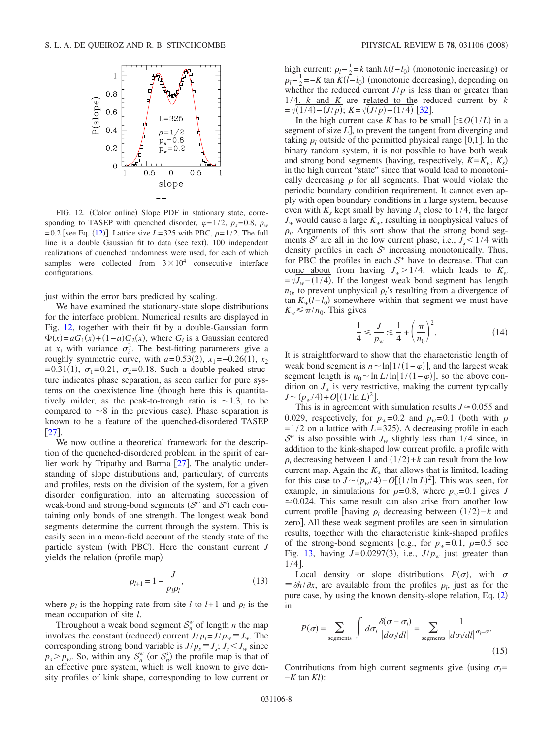FIG. 12. (Color online) Slope PDF in stationary state, corresponding to TASEP with quenched disorder, $\varphi=1/2$, $p_s=0.8$, $p_w=0.2$ [see Eq. (12)]. Lattice size $L=325$ with PBC, $\rho=1/2$. The full line is a double Gaussian fit to data (see text). 100 independent realizations of quenched randomness were used, for each of which samples were collected from $3\times 10^4$ consecutive interface configurations.

just within the error bars predicted by scaling.

We have examined the stationary-state slope distributions for the interface problem. Numerical results are displayed in Fig. 12, together with their fit by a double-Gaussian form $\Phi(x)=aG_1(x)+(1-a)G_2(x)$, where $G_i$ is a Gaussian centered at $x_i$ with variance $\sigma_i^2$. The best-fitting parameters give a roughly symmetric curve, with $a=0.53(2)$, $x_1=-0.26(1)$, $x_2=0.31(1)$, $\sigma_1=0.21$, $\sigma_2=0.18$. Such a double-peaked structure indicates phase separation, as seen earlier for pure systems on the coexistence line (though here this is quantitatively milder, as the peak-to-trough ratio is $\sim 1.3$, to be compared to $\sim 8$ in the previous case). Phase separation is known to be a feature of the quenched-disordered TASEP [27].

We now outline a theoretical framework for the description of the quenched-disordered problem, in the spirit of earlier work by Tripathy and Barma [27]. The analytic understanding of slope distributions and, particulary, of currents and profiles, rests on the division of the system, for a given disorder configuration, into an alternating succession of weak-bond and strong-bond segments ($\mathcal{S}^w$ and $\mathcal{S}^s$) each containing only bonds of one strength. The longest weak bond segments determine the current through the system. This is easily seen in a mean-field account of the steady state of the particle system (with PBC). Here the constant current $J$ yields the relation (profile map)

$$\rho_{l+1}=1-\frac{J}{p_l\rho_l}, \tag{13}$$

where $p_l$ is the hopping rate from site $l$ to $l+1$ and $\rho_l$ is the mean occupation of site $l$.

Throughout a weak bond segment $\mathcal{S}_n^w$ of length $n$ the map involves the constant (reduced) current $J/p_l=J/p_w\equiv J_w$. The corresponding strong bond variable is $J/p_s\equiv J_s$; $J_s<J_w$ since $p_s>p_w$. So, within any $\mathcal{S}_n^w$ (or $\mathcal{S}_n^s$) the profile map is that of an effective pure system, which is well known to give density profiles of kink shape, corresponding to low current or high current: $\rho_l-\frac{1}{2}=k\tanh k(l-l_0)$ (monotonic increasing) or $\rho_l-\frac{1}{2}=-K\tan K(l-l_0)$ (monotonic decreasing), depending on whether the reduced current $J/p$ is less than or greater than $1/4$. $k$ and $K$ are related to the reduced current by $k=\sqrt{(1/4)-(J/p)}$; $K=\sqrt{(J/p)-(1/4)}$ [32].

In the high current case $K$ has to be small [$\lesssim O(1/L)$ in a segment of size $L$], to prevent the tangent from diverging and taking $\rho_l$ outside of the permitted physical range [0,1]. In the binary random system, it is not possible to have both weak and strong bond segments (having, respectively, $K=K_w$, $K_s$) in the high current "state" since that would lead to monotonically decreasing $\rho$ for all segments. That would violate the periodic boundary condition requirement. It cannot even apply with open boundary conditions in a large system, because even with $K_s$ kept small by having $J_s$ close to $1/4$, the larger $J_w$ would cause a large $K_w$, resulting in nonphysical values of $\rho_l$. Arguments of this sort show that the strong bond segments $\mathcal{S}^s$ are all in the low current phase, i.e., $J_s<1/4$ with density profiles in each $\mathcal{S}^s$ increasing monotonically. Thus, for PBC the profiles in each $\mathcal{S}^w$ have to decrease. That can come about from having $J_w>1/4$, which leads to $K_w=\sqrt{J_w-(1/4)}$. If the longest weak bond segment has length $n_0$, to prevent unphysical $\rho_l$'s resulting from a divergence of $\tan K_w(l-l_0)$ somewhere within that segment we must have $K_w\leq \pi/n_0$. This gives

$$\frac{1}{4}\leq\frac{J}{p_w}\lesssim\frac{1}{4}+\left(\frac{\pi}{n_0}\right)^2. \tag{14}$$

It is straightforward to show that the characteristic length of weak bond segment is $n\sim\ln[1/(1-\varphi)]$, and the largest weak segment length is $n_0\sim\ln L/\ln[1/(1-\varphi)]$, so the above condition on $J_w$ is very restrictive, making the current typically $J\sim(p_w/4)+O[(1/\ln L)^2]$.

This is in agreement with simulation results $J\simeq 0.055$ and 0.029, respectively, for $p_w=0.2$ and $p_w=0.1$ (both with $\rho=1/2$ on a lattice with $L=325$). A decreasing profile in each $\mathcal{S}^w$ is also possible with $J_w$ slightly less than $1/4$ since, in addition to the kink-shaped low current profile, a profile with $\rho_l$ decreasing between 1 and $(1/2)+k$ can result from the low current map. Again the $K_w$ that allows that is limited, leading for this case to $J\sim(p_w/4)-O[(1/\ln L)^2]$. This was seen, for example, in simulations for $\rho=0.8$, where $p_w=0.1$ gives $J\simeq 0.024$. This same result can also arise from another low current profile [having $\rho_l$ decreasing between $(1/2)-k$ and zero]. All these weak segment profiles are seen in simulation results, together with the characteristic kink-shaped profiles of the strong-bond segments [e.g., for $p_w=0.1$, $\rho=0.5$ see Fig. 13, having $J=0.0297(3)$, i.e., $J/p_w$ just greater than $1/4$].

Local density or slope distributions $P(\sigma)$, with $\sigma\equiv\partial h/\partial x$, are available from the profiles $\rho_l$, just as for the pure case, by using the known density-slope relation, Eq. (2) in

$$P(\sigma)=\sum_{\text{segments}}\int d\sigma_l\frac{\delta(\sigma-\sigma_l)}{|d\sigma_l/dl|}=\sum_{\text{segments}}\frac{1}{|d\sigma_l/dl|}\bigg|_{\sigma_l=\sigma}. \tag{15}$$

Contributions from high current segments give (using $\sigma_l=-K\tan Kl$):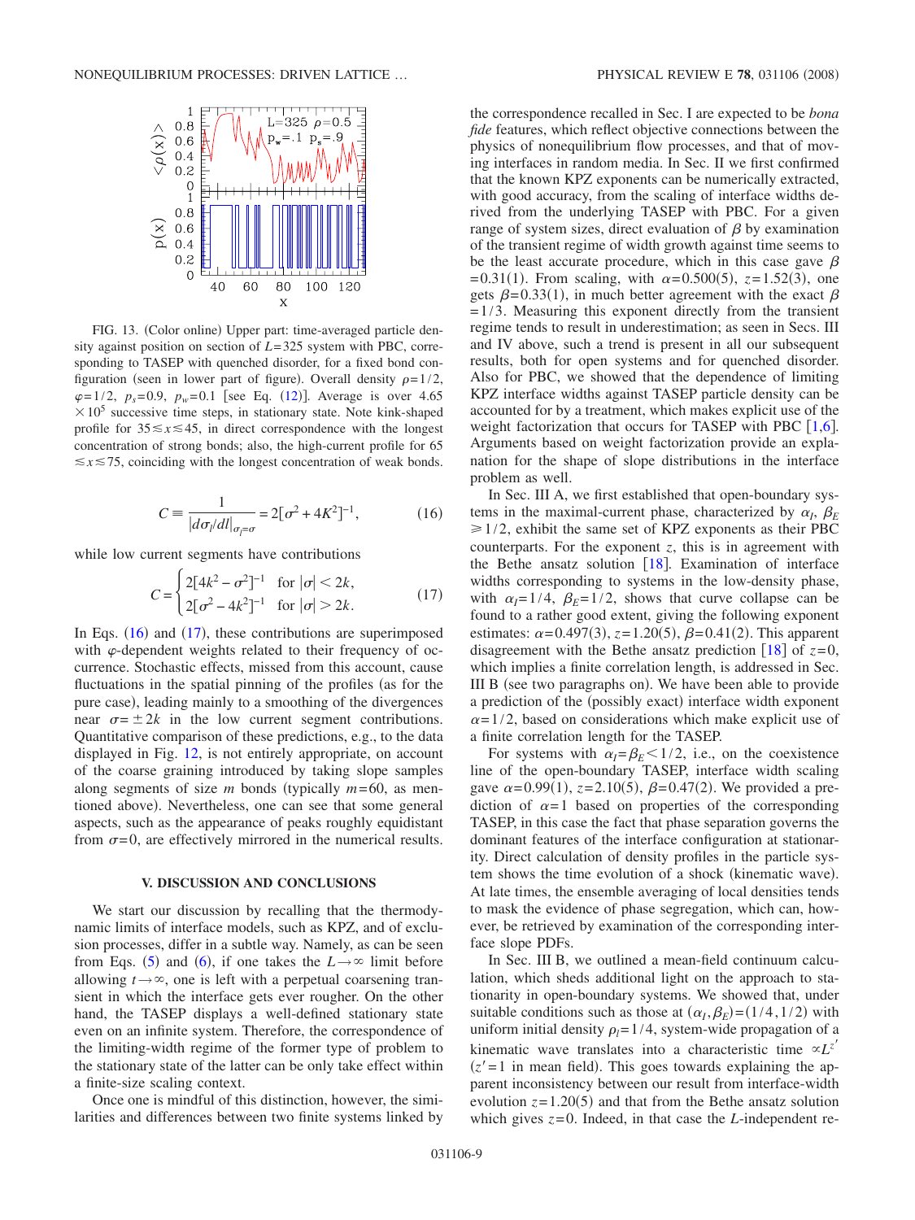FIG. 13. (Color online) Upper part: time-averaged particle density against position on section of $L=325$ system with PBC, corresponding to TASEP with quenched disorder, for a fixed bond configuration (seen in lower part of figure). Overall density $\rho=1/2$, $\varphi=1/2$, $p_s=0.9$, $p_w=0.1$ [see Eq. (12)]. Average is over $4.65\times10^5$ successive time steps, in stationary state. Note kink-shaped profile for $35\lesssim x\lesssim 45$, in direct correspondence with the longest concentration of strong bonds; also, the high-current profile for $65\lesssim x\lesssim 75$, coinciding with the longest concentration of weak bonds.

$$C\equiv\frac{1}{|d\sigma_l/dl|_{\sigma_l=\sigma}}=2[\sigma^2+4K^2]^{-1}, \tag{16}$$

while low current segments have contributions

$$C=\begin{cases}2[4k^2-\sigma^2]^{-1} & \text{for } |\sigma|<2k,\\ 2[\sigma^2-4k^2]^{-1} & \text{for } |\sigma|>2k.\end{cases} \tag{17}$$

In Eqs. (16) and (17), these contributions are superimposed with $\varphi$-dependent weights related to their frequency of occurrence. Stochastic effects, missed from this account, cause fluctuations in the spatial pinning of the profiles (as for the pure case), leading mainly to a smoothing of the divergences near $\sigma=\pm 2k$ in the low current segment contributions. Quantitative comparison of these predictions, e.g., to the data displayed in Fig. 12, is not entirely appropriate, on account of the coarse graining introduced by taking slope samples along segments of size $m$ bonds (typically $m=60$, as mentioned above). Nevertheless, one can see that some general aspects, such as the appearance of peaks roughly equidistant from $\sigma=0$, are effectively mirrored in the numerical results.

## V. DISCUSSION AND CONCLUSIONS

We start our discussion by recalling that the thermodynamic limits of interface models, such as KPZ, and of exclusion processes, differ in a subtle way. Namely, as can be seen from Eqs. (5) and (6), if one takes the $L\to\infty$ limit before allowing $t\to\infty$, one is left with a perpetual coarsening transient in which the interface gets ever rougher. On the other hand, the TASEP displays a well-defined stationary state even on an infinite system. Therefore, the correspondence of the limiting-width regime of the former type of problem to the stationary state of the latter can be only take effect within a finite-size scaling context.

Once one is mindful of this distinction, however, the similarities and differences between two finite systems linked by the correspondence recalled in Sec. I are expected to be *bona fide* features, which reflect objective connections between the physics of nonequilibrium flow processes, and that of moving interfaces in random media. In Sec. II we first confirmed that the known KPZ exponents can be numerically extracted, with good accuracy, from the scaling of interface widths derived from the underlying TASEP with PBC. For a given range of system sizes, direct evaluation of $\beta$ by examination of the transient regime of width growth against time seems to be the least accurate procedure, which in this case gave $\beta=0.31(1)$. From scaling, with $\alpha=0.500(5)$, $z=1.52(3)$, one gets $\beta=0.33(1)$, in much better agreement with the exact $\beta=1/3$. Measuring this exponent directly from the transient regime tends to result in underestimation; as seen in Secs. III and IV above, such a trend is present in all our subsequent results, both for open systems and for quenched disorder. Also for PBC, we showed that the dependence of limiting KPZ interface widths against TASEP particle density can be accounted for by a treatment, which makes explicit use of the weight factorization that occurs for TASEP with PBC [1,6]. Arguments based on weight factorization provide an explanation for the shape of slope distributions in the interface problem as well.

In Sec. III A, we first established that open-boundary systems in the maximal-current phase, characterized by $\alpha_I$, $\beta_E\geq 1/2$, exhibit the same set of KPZ exponents as their PBC counterparts. For the exponent $z$, this is in agreement with the Bethe ansatz solution [18]. Examination of interface widths corresponding to systems in the low-density phase, with $\alpha_I=1/4$, $\beta_E=1/2$, shows that curve collapse can be found to a rather good extent, giving the following exponent estimates: $\alpha=0.497(3)$, $z=1.20(5)$, $\beta=0.41(2)$. This apparent disagreement with the Bethe ansatz prediction [18] of $z=0$, which implies a finite correlation length, is addressed in Sec. III B (see two paragraphs on). We have been able to provide a prediction of the (possibly exact) interface width exponent $\alpha=1/2$, based on considerations which make explicit use of a finite correlation length for the TASEP.

For systems with $\alpha_I=\beta_E<1/2$, i.e., on the coexistence line of the open-boundary TASEP, interface width scaling gave $\alpha=0.99(1)$, $z=2.10(5)$, $\beta=0.47(2)$. We provided a prediction of $\alpha=1$ based on properties of the corresponding TASEP, in this case the fact that phase separation governs the dominant features of the interface configuration at stationarity. Direct calculation of density profiles in the particle system shows the time evolution of a shock (kinematic wave). At late times, the ensemble averaging of local densities tends to mask the evidence of phase segregation, which can, however, be retrieved by examination of the corresponding interface slope PDFs.

In Sec. III B, we outlined a mean-field continuum calculation, which sheds additional light on the approach to stationarity in open-boundary systems. We showed that, under suitable conditions such as those at $(\alpha_I,\beta_E)=(1/4,1/2)$ with uniform initial density $\rho_I=1/4$, system-wide propagation of a kinematic wave translates into a characteristic time $\propto L^{z'}$ ($z'=1$ in mean field). This goes towards explaining the apparent inconsistency between our result from interface-width evolution $z=1.20(5)$ and that from the Bethe ansatz solution which gives $z=0$. Indeed, in that case the $L$-independent re-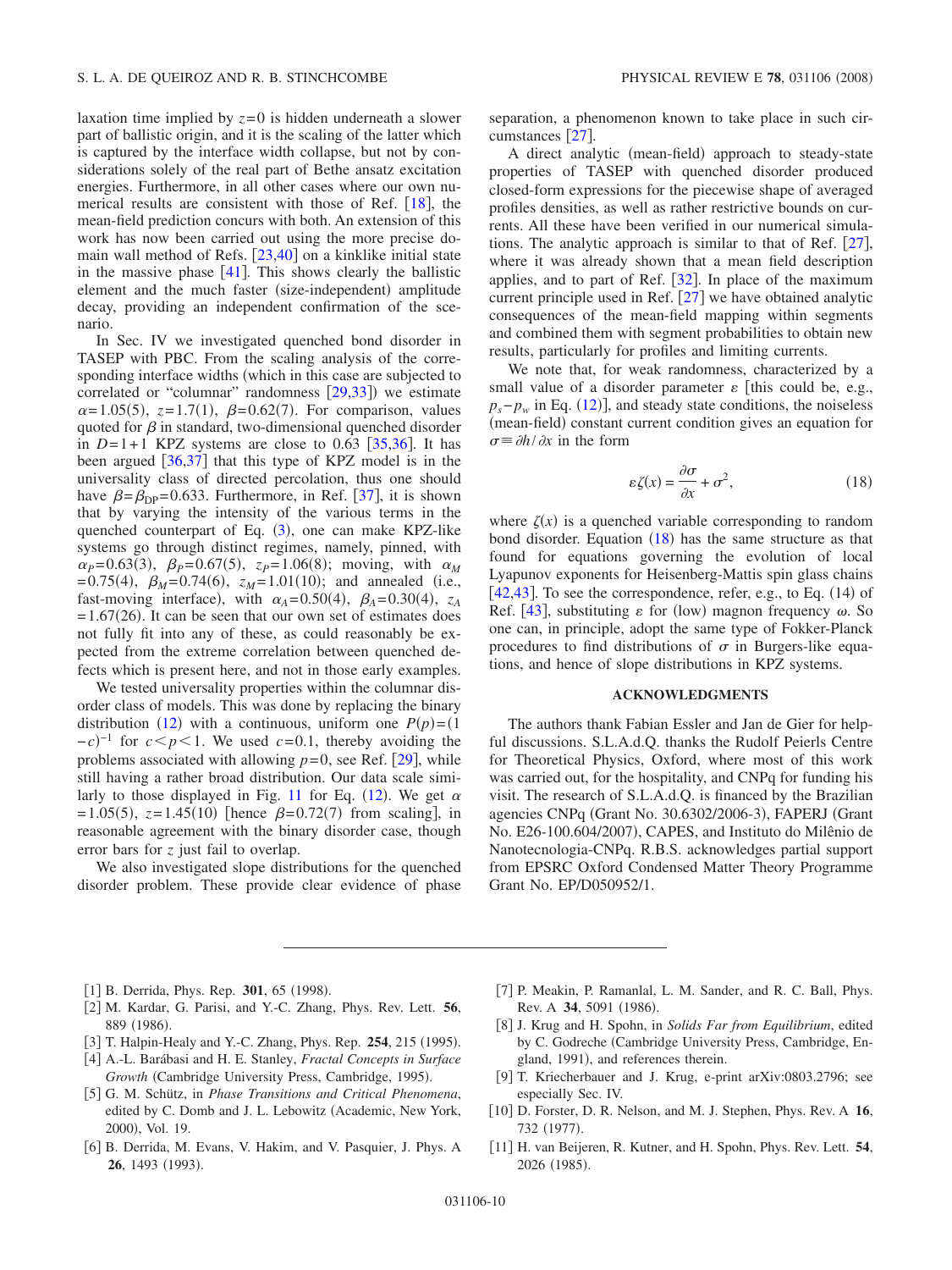laxation time implied by $z=0$ is hidden underneath a slower part of ballistic origin, and it is the scaling of the latter which is captured by the interface width collapse, but not by considerations solely of the real part of Bethe ansatz excitation energies. Furthermore, in all other cases where our own numerical results are consistent with those of Ref. [18], the mean-field prediction concurs with both. An extension of this work has now been carried out using the more precise domain wall method of Refs. [23,40] on a kinklike initial state in the massive phase [41]. This shows clearly the ballistic element and the much faster (size-independent) amplitude decay, providing an independent confirmation of the scenario.

In Sec. IV we investigated quenched bond disorder in TASEP with PBC. From the scaling analysis of the corresponding interface widths (which in this case are subjected to correlated or "columnar" randomness [29,33]) we estimate $\alpha=1.05(5)$, $z=1.7(1)$, $\beta=0.62(7)$. For comparison, values quoted for $\beta$ in standard, two-dimensional quenched disorder in $D=1+1$ KPZ systems are close to 0.63 [35,36]. It has been argued [36,37] that this type of KPZ model is in the universality class of directed percolation, thus one should have $\beta=\beta_{\rm DP}=0.633$. Furthermore, in Ref. [37], it is shown that by varying the intensity of the various terms in the quenched counterpart of Eq. (3), one can make KPZ-like systems go through distinct regimes, namely, pinned, with $\alpha_P=0.63(3)$, $\beta_P=0.67(5)$, $z_P=1.06(8)$; moving, with $\alpha_M=0.75(4)$, $\beta_M=0.74(6)$, $z_M=1.01(10)$; and annealed (i.e., fast-moving interface), with $\alpha_A=0.50(4)$, $\beta_A=0.30(4)$, $z_A=1.67(26)$. It can be seen that our own set of estimates does not fully fit into any of these, as could reasonably be expected from the extreme correlation between quenched defects which is present here, and not in those early examples.

We tested universality properties within the columnar disorder class of models. This was done by replacing the binary distribution (12) with a continuous, uniform one $P(p)=(1-c)^{-1}$ for $c<p<1$. We used $c=0.1$, thereby avoiding the problems associated with allowing $p=0$, see Ref. [29], while still having a rather broad distribution. Our data scale similarly to those displayed in Fig. 11 for Eq. (12). We get $\alpha=1.05(5)$, $z=1.45(10)$ [hence $\beta=0.72(7)$ from scaling], in reasonable agreement with the binary disorder case, though error bars for $z$ just fail to overlap.

We also investigated slope distributions for the quenched disorder problem. These provide clear evidence of phase separation, a phenomenon known to take place in such circumstances [27].

A direct analytic (mean-field) approach to steady-state properties of TASEP with quenched disorder produced closed-form expressions for the piecewise shape of averaged profiles densities, as well as rather restrictive bounds on currents. All these have been verified in our numerical simulations. The analytic approach is similar to that of Ref. [27], where it was already shown that a mean field description applies, and to part of Ref. [32]. In place of the maximum current principle used in Ref. [27] we have obtained analytic consequences of the mean-field mapping within segments and combined them with segment probabilities to obtain new results, particularly for profiles and limiting currents.

We note that, for weak randomness, characterized by a small value of a disorder parameter $\varepsilon$ [this could be, e.g., $p_s-p_w$ in Eq. (12)], and steady state conditions, the noiseless (mean-field) constant current condition gives an equation for $\sigma\equiv\partial h/\partial x$ in the form

$$\varepsilon\zeta(x)=\frac{\partial\sigma}{\partial x}+\sigma^2, \tag{18}$$

where $\zeta(x)$ is a quenched variable corresponding to random bond disorder. Equation (18) has the same structure as that found for equations governing the evolution of local Lyapunov exponents for Heisenberg-Mattis spin glass chains [42,43]. To see the correspondence, refer, e.g., to Eq. (14) of Ref. [43], substituting $\varepsilon$ for (low) magnon frequency $\omega$. So one can, in principle, adopt the same type of Fokker-Planck procedures to find distributions of $\sigma$ in Burgers-like equations, and hence of slope distributions in KPZ systems.

## ACKNOWLEDGMENTS

The authors thank Fabian Essler and Jan de Gier for helpful discussions. S.L.A.d.Q. thanks the Rudolf Peierls Centre for Theoretical Physics, Oxford, where most of this work was carried out, for the hospitality, and CNPq for funding his visit. The research of S.L.A.d.Q. is financed by the Brazilian agencies CNPq (Grant No. 30.6302/2006-3), FAPERJ (Grant No. E26-100.604/2007), CAPES, and Instituto do Milênio de Nanotecnologia-CNPq. R.B.S. acknowledges partial support from EPSRC Oxford Condensed Matter Theory Programme Grant No. EP/D050952/1.

---

[1] B. Derrida, Phys. Rep. **301**, 65 (1998).

[2] M. Kardar, G. Parisi, and Y.-C. Zhang, Phys. Rev. Lett. **56**, 889 (1986).

[3] T. Halpin-Healy and Y.-C. Zhang, Phys. Rep. **254**, 215 (1995).

[4] A.-L. Barábasi and H. E. Stanley, *Fractal Concepts in Surface Growth* (Cambridge University Press, Cambridge, 1995).

[5] G. M. Schütz, in *Phase Transitions and Critical Phenomena*, edited by C. Domb and J. L. Lebowitz (Academic, New York, 2000), Vol. 19.

[6] B. Derrida, M. Evans, V. Hakim, and V. Pasquier, J. Phys. A **26**, 1493 (1993).

[7] P. Meakin, P. Ramanlal, L. M. Sander, and R. C. Ball, Phys. Rev. A **34**, 5091 (1986).

[8] J. Krug and H. Spohn, in *Solids Far from Equilibrium*, edited by C. Godreche (Cambridge University Press, Cambridge, England, 1991), and references therein.

[9] T. Kriecherbauer and J. Krug, e-print arXiv:0803.2796; see especially Sec. IV.

[10] D. Forster, D. R. Nelson, and M. J. Stephen, Phys. Rev. A **16**, 732 (1977).

[11] H. van Beijeren, R. Kutner, and H. Spohn, Phys. Rev. Lett. **54**, 2026 (1985).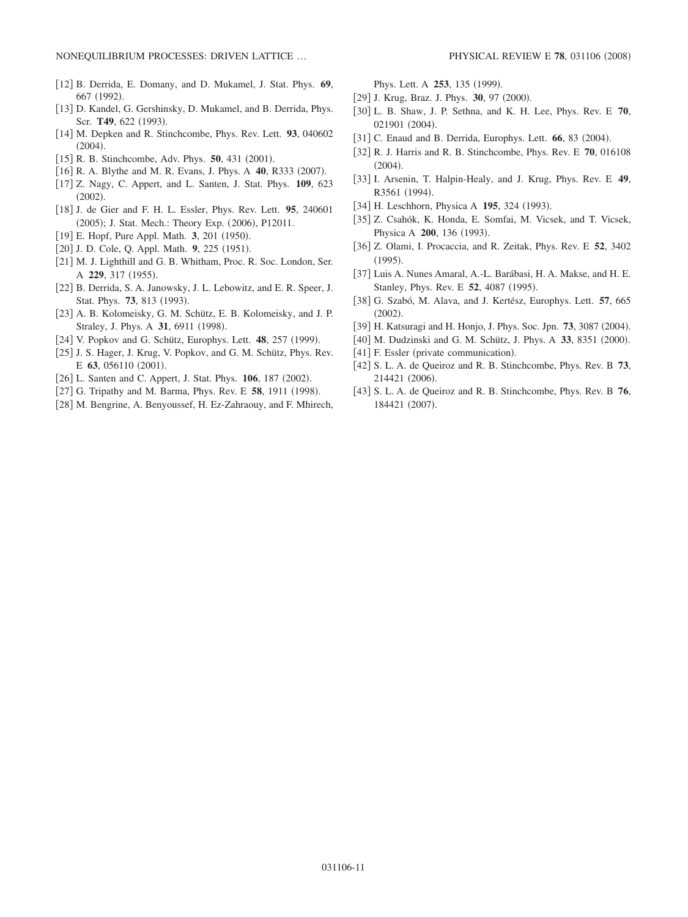[12] B. Derrida, E. Domany, and D. Mukamel, J. Stat. Phys. **69**, 667 (1992).

[13] D. Kandel, G. Gershinsky, D. Mukamel, and B. Derrida, Phys. Scr. **T49**, 622 (1993).

[14] M. Depken and R. Stinchcombe, Phys. Rev. Lett. **93**, 040602 (2004).

[15] R. B. Stinchcombe, Adv. Phys. **50**, 431 (2001).

[16] R. A. Blythe and M. R. Evans, J. Phys. A **40**, R333 (2007).

[17] Z. Nagy, C. Appert, and L. Santen, J. Stat. Phys. **109**, 623 (2002).

[18] J. de Gier and F. H. L. Essler, Phys. Rev. Lett. **95**, 240601 (2005); J. Stat. Mech.: Theory Exp. (2006), P12011.

[19] E. Hopf, Pure Appl. Math. **3**, 201 (1950).

[20] J. D. Cole, Q. Appl. Math. **9**, 225 (1951).

[21] M. J. Lighthill and G. B. Whitham, Proc. R. Soc. London, Ser. A **229**, 317 (1955).

[22] B. Derrida, S. A. Janowsky, J. L. Lebowitz, and E. R. Speer, J. Stat. Phys. **73**, 813 (1993).

[23] A. B. Kolomeisky, G. M. Schütz, E. B. Kolomeisky, and J. P. Straley, J. Phys. A **31**, 6911 (1998).

[24] V. Popkov and G. Schütz, Europhys. Lett. **48**, 257 (1999).

[25] J. S. Hager, J. Krug, V. Popkov, and G. M. Schütz, Phys. Rev. E **63**, 056110 (2001).

[26] L. Santen and C. Appert, J. Stat. Phys. **106**, 187 (2002).

[27] G. Tripathy and M. Barma, Phys. Rev. E **58**, 1911 (1998).

[28] M. Bengrine, A. Benyoussef, H. Ez-Zahraouy, and F. Mhirech, Phys. Lett. A **253**, 135 (1999).

[29] J. Krug, Braz. J. Phys. **30**, 97 (2000).

[30] L. B. Shaw, J. P. Sethna, and K. H. Lee, Phys. Rev. E **70**, 021901 (2004).

[31] C. Enaud and B. Derrida, Europhys. Lett. **66**, 83 (2004).

[32] R. J. Harris and R. B. Stinchcombe, Phys. Rev. E **70**, 016108 (2004).

[33] I. Arsenin, T. Halpin-Healy, and J. Krug, Phys. Rev. E **49**, R3561 (1994).

[34] H. Leschhorn, Physica A **195**, 324 (1993).

[35] Z. Csahók, K. Honda, E. Somfai, M. Vicsek, and T. Vicsek, Physica A **200**, 136 (1993).

[36] Z. Olami, I. Procaccia, and R. Zeitak, Phys. Rev. E **52**, 3402 (1995).

[37] Luis A. Nunes Amaral, A.-L. Barábasi, H. A. Makse, and H. E. Stanley, Phys. Rev. E **52**, 4087 (1995).

[38] G. Szabó, M. Alava, and J. Kertész, Europhys. Lett. **57**, 665 (2002).

[39] H. Katsuragi and H. Honjo, J. Phys. Soc. Jpn. **73**, 3087 (2004).

[40] M. Dudzinski and G. M. Schütz, J. Phys. A **33**, 8351 (2000).

[41] F. Essler (private communication).

[42] S. L. A. de Queiroz and R. B. Stinchcombe, Phys. Rev. B **73**, 214421 (2006).

[43] S. L. A. de Queiroz and R. B. Stinchcombe, Phys. Rev. B **76**, 184421 (2007).